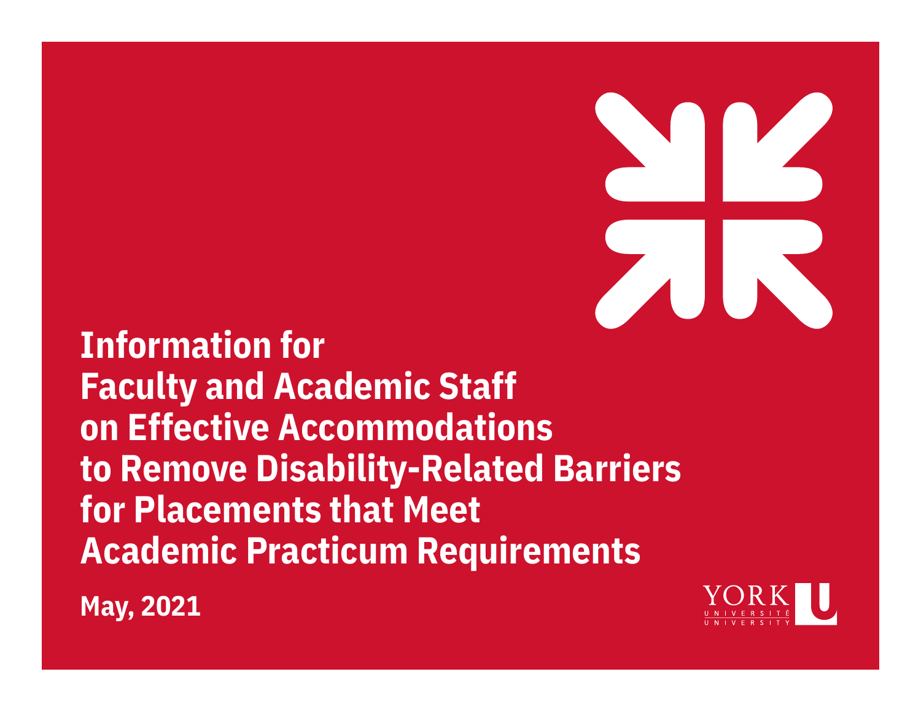# Information for Faculty and Academic Staff on Effective Accommodations to Remove Disability-Related Barriers for Placements that Meet Academic Practicum Requirements

**May, 2021**

YORK UNIVERSITÉ UNIVERSITY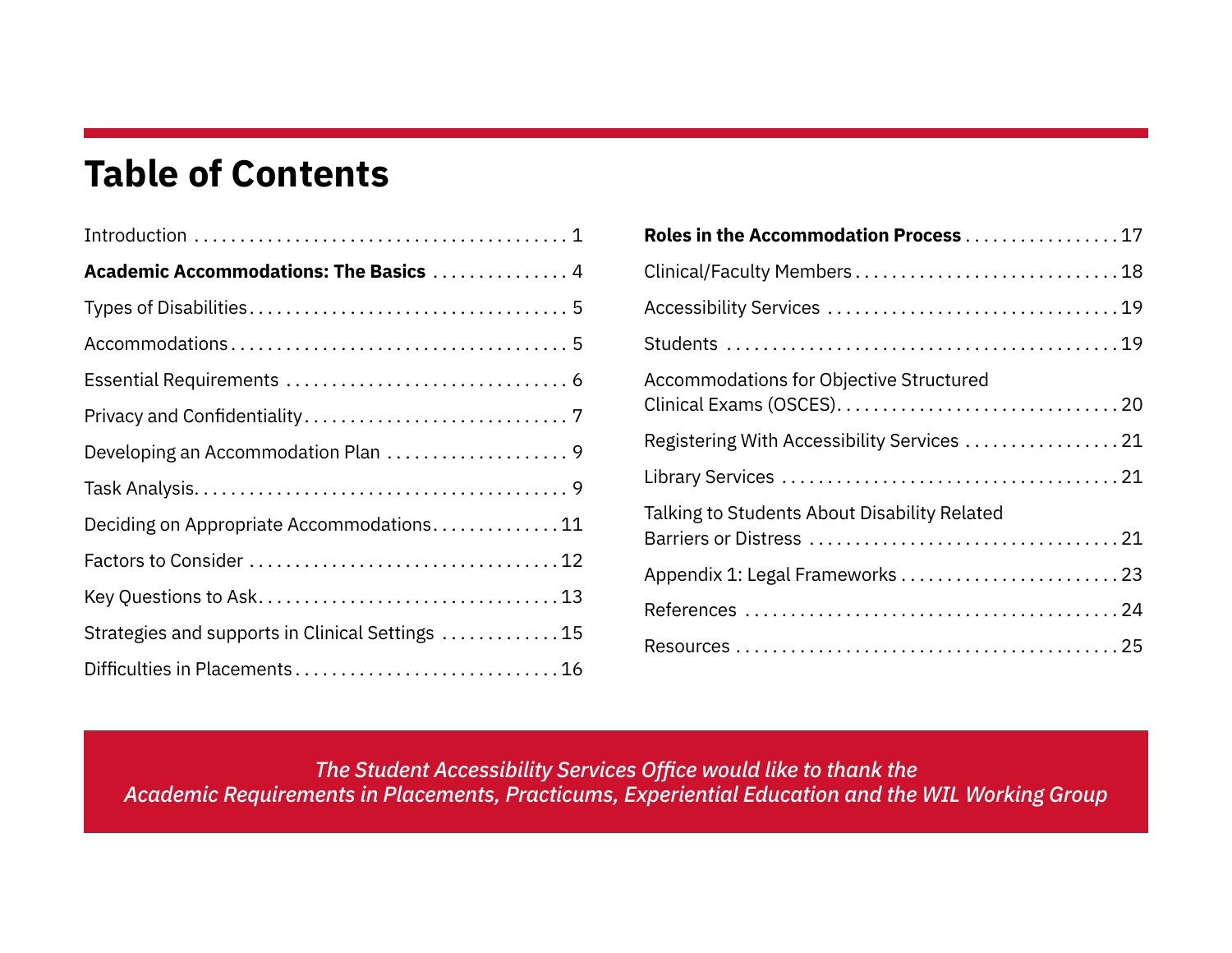# Table of Contents

- Introduction ........ 1
- **Academic Accommodations: The Basics** ........ 4
- Types of Disabilities ........ 5
- Accommodations ........ 5
- Essential Requirements ........ 6
- Privacy and Confidentiality ........ 7
- Developing an Accommodation Plan ........ 9
- Task Analysis ........ 9
- Deciding on Appropriate Accommodations ........ 11
- Factors to Consider ........ 12
- Key Questions to Ask ........ 13
- Strategies and supports in Clinical Settings ........ 15
- Difficulties in Placements ........ 16
- **Roles in the Accommodation Process** ........ 17
- Clinical/Faculty Members ........ 18
- Accessibility Services ........ 19
- Students ........ 19
- Accommodations for Objective Structured Clinical Exams (OSCES) ........ 20
- Registering With Accessibility Services ........ 21
- Library Services ........ 21
- Talking to Students About Disability Related Barriers or Distress ........ 21
- Appendix 1: Legal Frameworks ........ 23
- References ........ 24
- Resources ........ 25

*The Student Accessibility Services Office would like to thank the Academic Requirements in Placements, Practicums, Experiential Education and the WIL Working Group*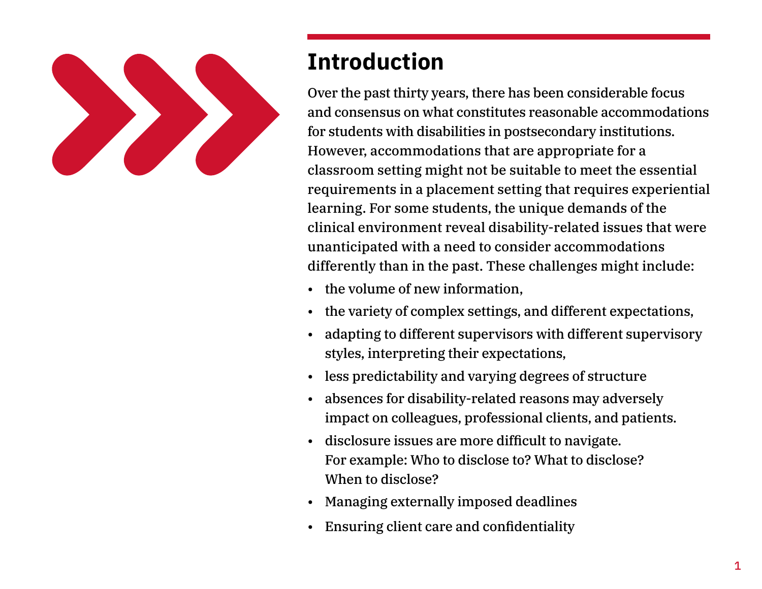# Introduction

Over the past thirty years, there has been considerable focus and consensus on what constitutes reasonable accommodations for students with disabilities in postsecondary institutions. However, accommodations that are appropriate for a classroom setting might not be suitable to meet the essential requirements in a placement setting that requires experiential learning. For some students, the unique demands of the clinical environment reveal disability-related issues that were unanticipated with a need to consider accommodations differently than in the past. These challenges might include:

- the volume of new information,
- the variety of complex settings, and different expectations,
- adapting to different supervisors with different supervisory styles, interpreting their expectations,
- less predictability and varying degrees of structure
- absences for disability-related reasons may adversely impact on colleagues, professional clients, and patients.
- disclosure issues are more difficult to navigate. For example: Who to disclose to? What to disclose? When to disclose?
- Managing externally imposed deadlines
- Ensuring client care and confidentiality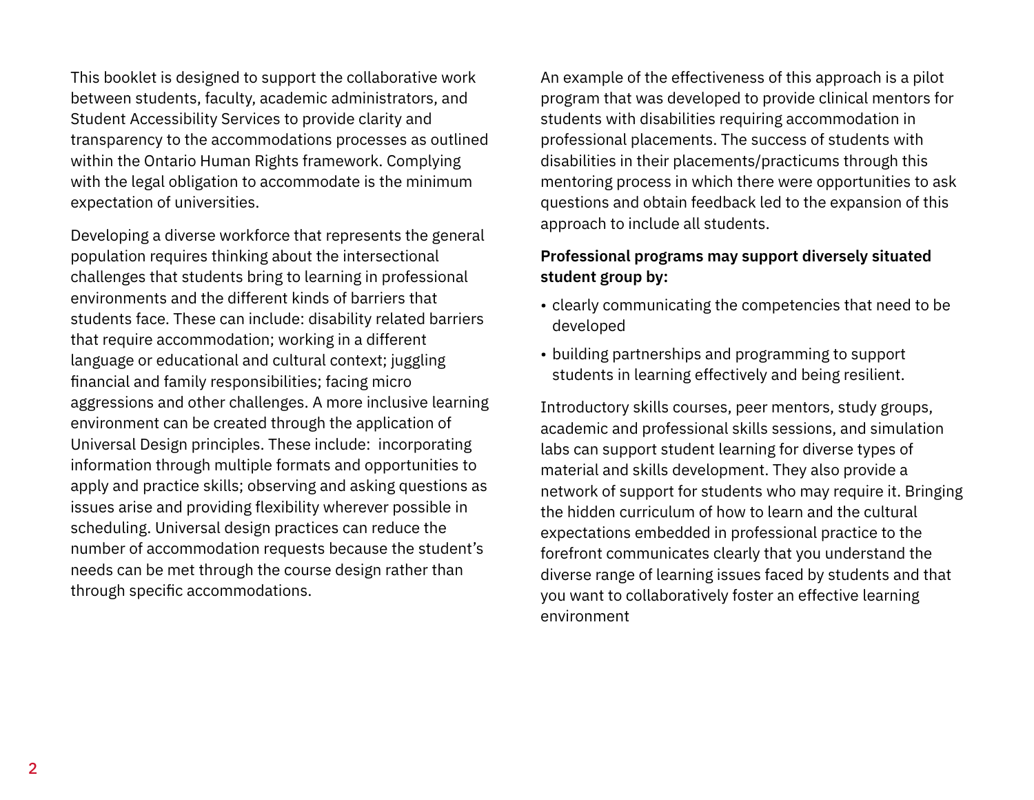This booklet is designed to support the collaborative work between students, faculty, academic administrators, and Student Accessibility Services to provide clarity and transparency to the accommodations processes as outlined within the Ontario Human Rights framework. Complying with the legal obligation to accommodate is the minimum expectation of universities.

Developing a diverse workforce that represents the general population requires thinking about the intersectional challenges that students bring to learning in professional environments and the different kinds of barriers that students face. These can include: disability related barriers that require accommodation; working in a different language or educational and cultural context; juggling financial and family responsibilities; facing micro aggressions and other challenges. A more inclusive learning environment can be created through the application of Universal Design principles. These include: incorporating information through multiple formats and opportunities to apply and practice skills; observing and asking questions as issues arise and providing flexibility wherever possible in scheduling. Universal design practices can reduce the number of accommodation requests because the student's needs can be met through the course design rather than through specific accommodations.

An example of the effectiveness of this approach is a pilot program that was developed to provide clinical mentors for students with disabilities requiring accommodation in professional placements. The success of students with disabilities in their placements/practicums through this mentoring process in which there were opportunities to ask questions and obtain feedback led to the expansion of this approach to include all students.

**Professional programs may support diversely situated student group by:**

- clearly communicating the competencies that need to be developed
- building partnerships and programming to support students in learning effectively and being resilient.

Introductory skills courses, peer mentors, study groups, academic and professional skills sessions, and simulation labs can support student learning for diverse types of material and skills development. They also provide a network of support for students who may require it. Bringing the hidden curriculum of how to learn and the cultural expectations embedded in professional practice to the forefront communicates clearly that you understand the diverse range of learning issues faced by students and that you want to collaboratively foster an effective learning environment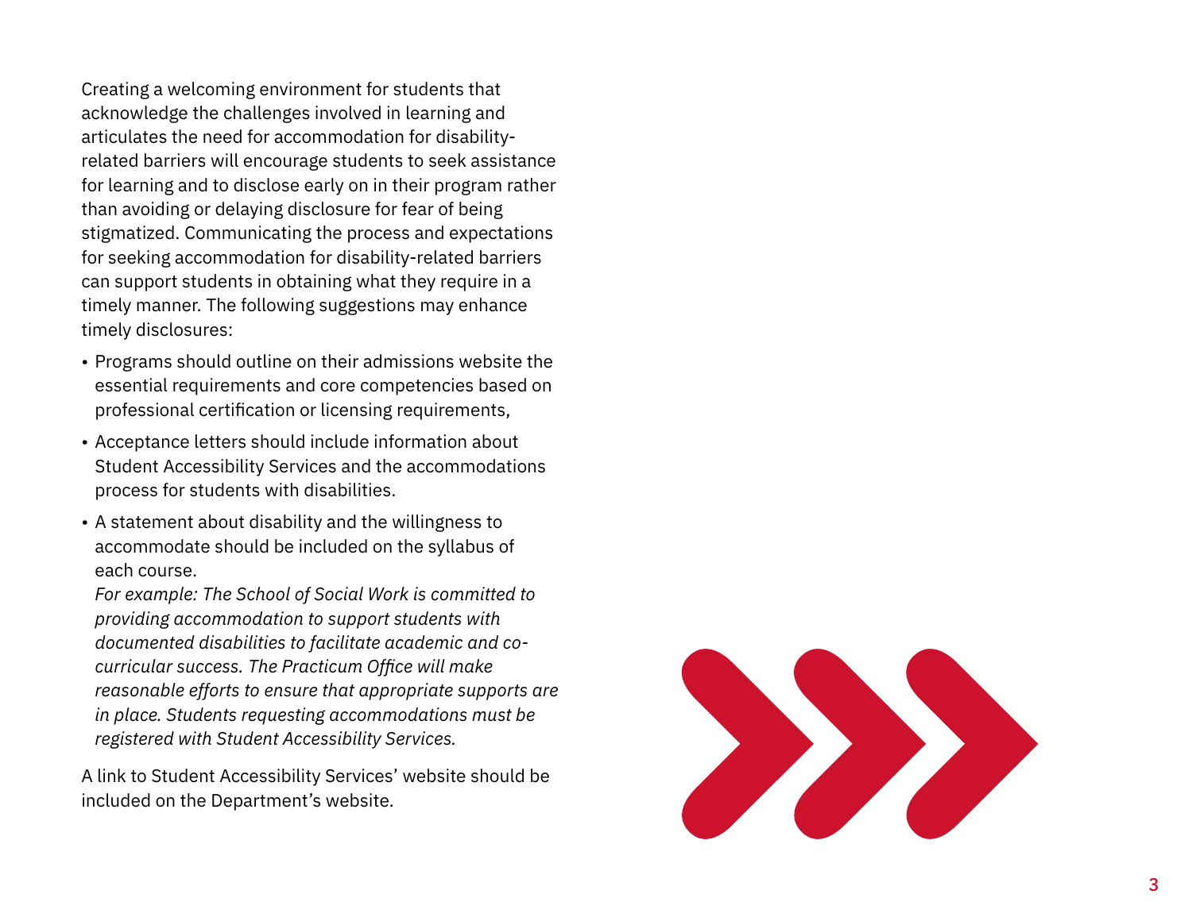Creating a welcoming environment for students that acknowledge the challenges involved in learning and articulates the need for accommodation for disability-related barriers will encourage students to seek assistance for learning and to disclose early on in their program rather than avoiding or delaying disclosure for fear of being stigmatized. Communicating the process and expectations for seeking accommodation for disability-related barriers can support students in obtaining what they require in a timely manner. The following suggestions may enhance timely disclosures:

- Programs should outline on their admissions website the essential requirements and core competencies based on professional certification or licensing requirements,
- Acceptance letters should include information about Student Accessibility Services and the accommodations process for students with disabilities.
- A statement about disability and the willingness to accommodate should be included on the syllabus of each course.

  *For example: The School of Social Work is committed to providing accommodation to support students with documented disabilities to facilitate academic and co-curricular success. The Practicum Office will make reasonable efforts to ensure that appropriate supports are in place. Students requesting accommodations must be registered with Student Accessibility Services.*

A link to Student Accessibility Services' website should be included on the Department's website.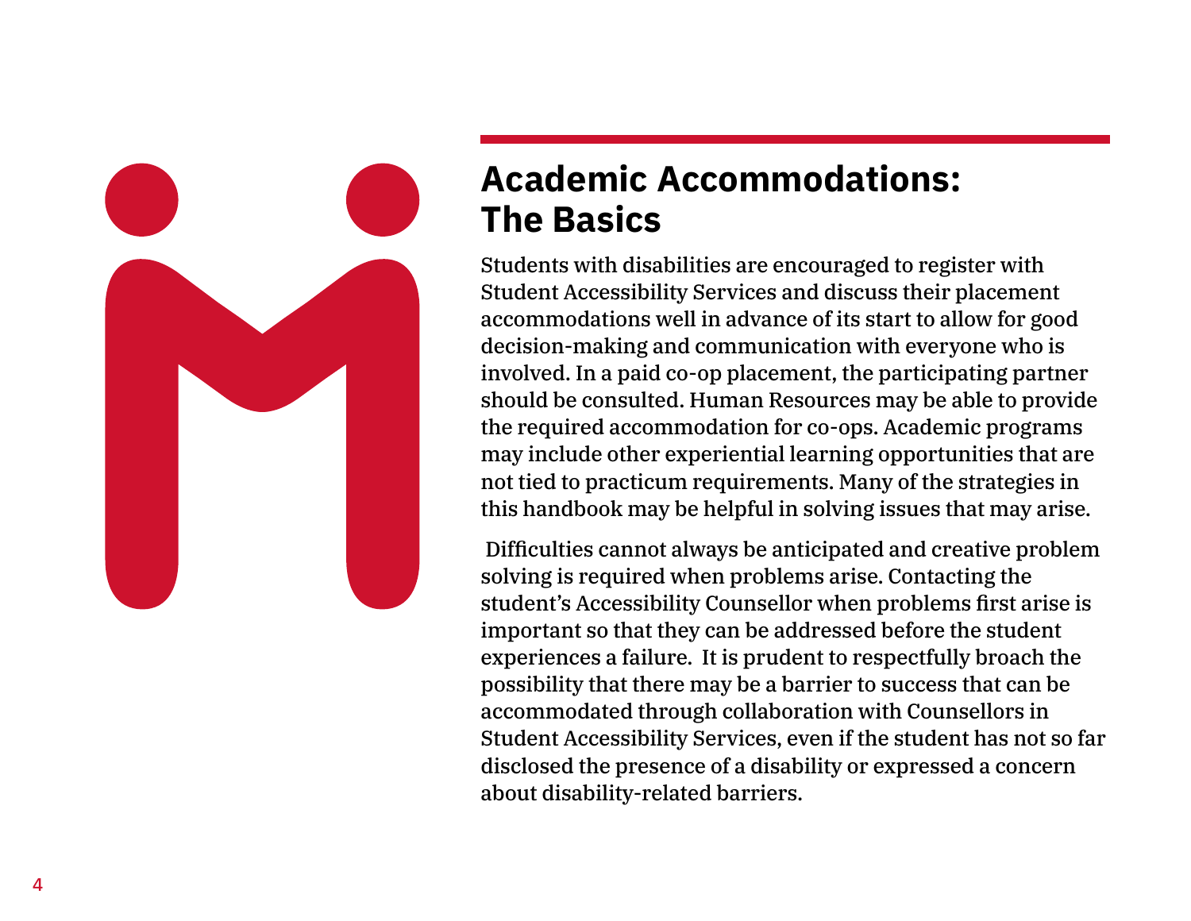# Academic Accommodations: The Basics

Students with disabilities are encouraged to register with Student Accessibility Services and discuss their placement accommodations well in advance of its start to allow for good decision-making and communication with everyone who is involved. In a paid co-op placement, the participating partner should be consulted. Human Resources may be able to provide the required accommodation for co-ops. Academic programs may include other experiential learning opportunities that are not tied to practicum requirements. Many of the strategies in this handbook may be helpful in solving issues that may arise.

Difficulties cannot always be anticipated and creative problem solving is required when problems arise. Contacting the student's Accessibility Counsellor when problems first arise is important so that they can be addressed before the student experiences a failure. It is prudent to respectfully broach the possibility that there may be a barrier to success that can be accommodated through collaboration with Counsellors in Student Accessibility Services, even if the student has not so far disclosed the presence of a disability or expressed a concern about disability-related barriers.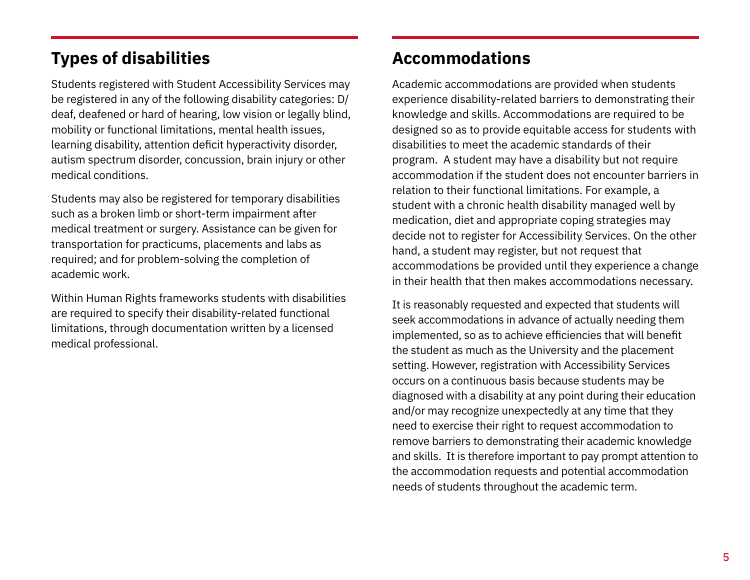## Types of disabilities

Students registered with Student Accessibility Services may be registered in any of the following disability categories: D/deaf, deafened or hard of hearing, low vision or legally blind, mobility or functional limitations, mental health issues, learning disability, attention deficit hyperactivity disorder, autism spectrum disorder, concussion, brain injury or other medical conditions.

Students may also be registered for temporary disabilities such as a broken limb or short-term impairment after medical treatment or surgery. Assistance can be given for transportation for practicums, placements and labs as required; and for problem-solving the completion of academic work.

Within Human Rights frameworks students with disabilities are required to specify their disability-related functional limitations, through documentation written by a licensed medical professional.

## Accommodations

Academic accommodations are provided when students experience disability-related barriers to demonstrating their knowledge and skills. Accommodations are required to be designed so as to provide equitable access for students with disabilities to meet the academic standards of their program. A student may have a disability but not require accommodation if the student does not encounter barriers in relation to their functional limitations. For example, a student with a chronic health disability managed well by medication, diet and appropriate coping strategies may decide not to register for Accessibility Services. On the other hand, a student may register, but not request that accommodations be provided until they experience a change in their health that then makes accommodations necessary.

It is reasonably requested and expected that students will seek accommodations in advance of actually needing them implemented, so as to achieve efficiencies that will benefit the student as much as the University and the placement setting. However, registration with Accessibility Services occurs on a continuous basis because students may be diagnosed with a disability at any point during their education and/or may recognize unexpectedly at any time that they need to exercise their right to request accommodation to remove barriers to demonstrating their academic knowledge and skills. It is therefore important to pay prompt attention to the accommodation requests and potential accommodation needs of students throughout the academic term.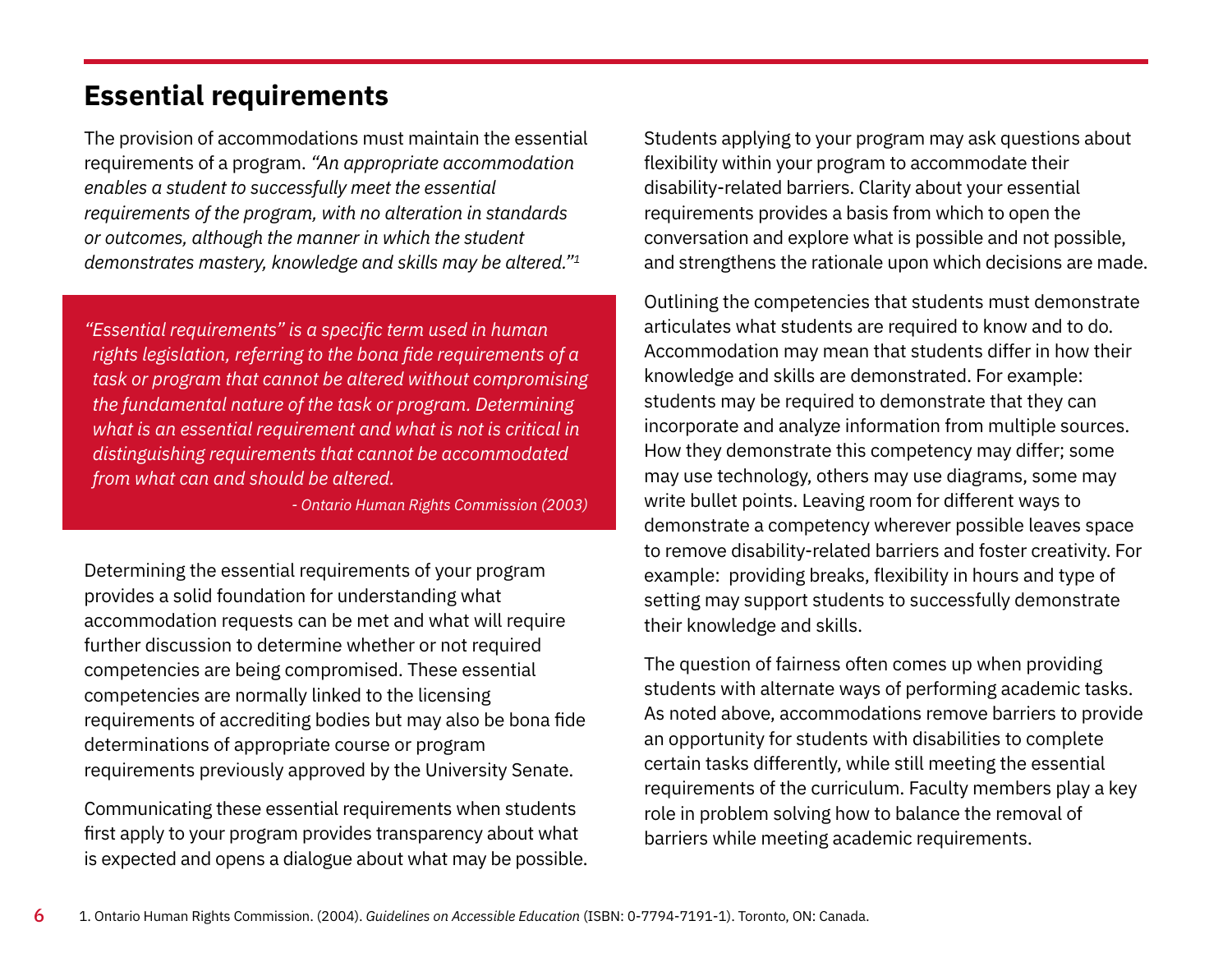## Essential requirements

The provision of accommodations must maintain the essential requirements of a program. *"An appropriate accommodation enables a student to successfully meet the essential requirements of the program, with no alteration in standards or outcomes, although the manner in which the student demonstrates mastery, knowledge and skills may be altered."*[1]

> *"Essential requirements" is a specific term used in human rights legislation, referring to the bona fide requirements of a task or program that cannot be altered without compromising the fundamental nature of the task or program. Determining what is an essential requirement and what is not is critical in distinguishing requirements that cannot be accommodated from what can and should be altered.*
>
> *- Ontario Human Rights Commission (2003)*

Determining the essential requirements of your program provides a solid foundation for understanding what accommodation requests can be met and what will require further discussion to determine whether or not required competencies are being compromised. These essential competencies are normally linked to the licensing requirements of accrediting bodies but may also be bona fide determinations of appropriate course or program requirements previously approved by the University Senate.

Communicating these essential requirements when students first apply to your program provides transparency about what is expected and opens a dialogue about what may be possible. Students applying to your program may ask questions about flexibility within your program to accommodate their disability-related barriers. Clarity about your essential requirements provides a basis from which to open the conversation and explore what is possible and not possible, and strengthens the rationale upon which decisions are made.

Outlining the competencies that students must demonstrate articulates what students are required to know and to do. Accommodation may mean that students differ in how their knowledge and skills are demonstrated. For example: students may be required to demonstrate that they can incorporate and analyze information from multiple sources. How they demonstrate this competency may differ; some may use technology, others may use diagrams, some may write bullet points. Leaving room for different ways to demonstrate a competency wherever possible leaves space to remove disability-related barriers and foster creativity. For example: providing breaks, flexibility in hours and type of setting may support students to successfully demonstrate their knowledge and skills.

The question of fairness often comes up when providing students with alternate ways of performing academic tasks. As noted above, accommodations remove barriers to provide an opportunity for students with disabilities to complete certain tasks differently, while still meeting the essential requirements of the curriculum. Faculty members play a key role in problem solving how to balance the removal of barriers while meeting academic requirements.

1. Ontario Human Rights Commission. (2004). *Guidelines on Accessible Education* (ISBN: 0-7794-7191-1). Toronto, ON: Canada.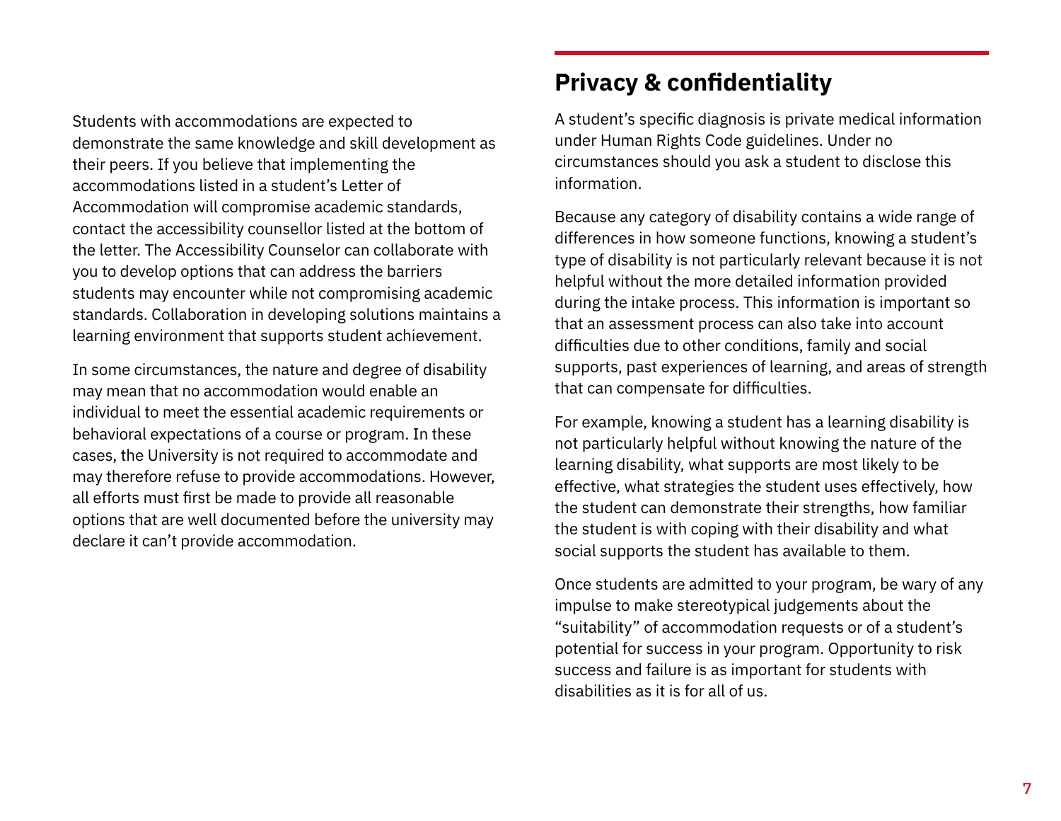Students with accommodations are expected to demonstrate the same knowledge and skill development as their peers. If you believe that implementing the accommodations listed in a student's Letter of Accommodation will compromise academic standards, contact the accessibility counsellor listed at the bottom of the letter. The Accessibility Counselor can collaborate with you to develop options that can address the barriers students may encounter while not compromising academic standards. Collaboration in developing solutions maintains a learning environment that supports student achievement.

In some circumstances, the nature and degree of disability may mean that no accommodation would enable an individual to meet the essential academic requirements or behavioral expectations of a course or program. In these cases, the University is not required to accommodate and may therefore refuse to provide accommodations. However, all efforts must first be made to provide all reasonable options that are well documented before the university may declare it can't provide accommodation.

## Privacy & confidentiality

A student's specific diagnosis is private medical information under Human Rights Code guidelines. Under no circumstances should you ask a student to disclose this information.

Because any category of disability contains a wide range of differences in how someone functions, knowing a student's type of disability is not particularly relevant because it is not helpful without the more detailed information provided during the intake process. This information is important so that an assessment process can also take into account difficulties due to other conditions, family and social supports, past experiences of learning, and areas of strength that can compensate for difficulties.

For example, knowing a student has a learning disability is not particularly helpful without knowing the nature of the learning disability, what supports are most likely to be effective, what strategies the student uses effectively, how the student can demonstrate their strengths, how familiar the student is with coping with their disability and what social supports the student has available to them.

Once students are admitted to your program, be wary of any impulse to make stereotypical judgements about the "suitability" of accommodation requests or of a student's potential for success in your program. Opportunity to risk success and failure is as important for students with disabilities as it is for all of us.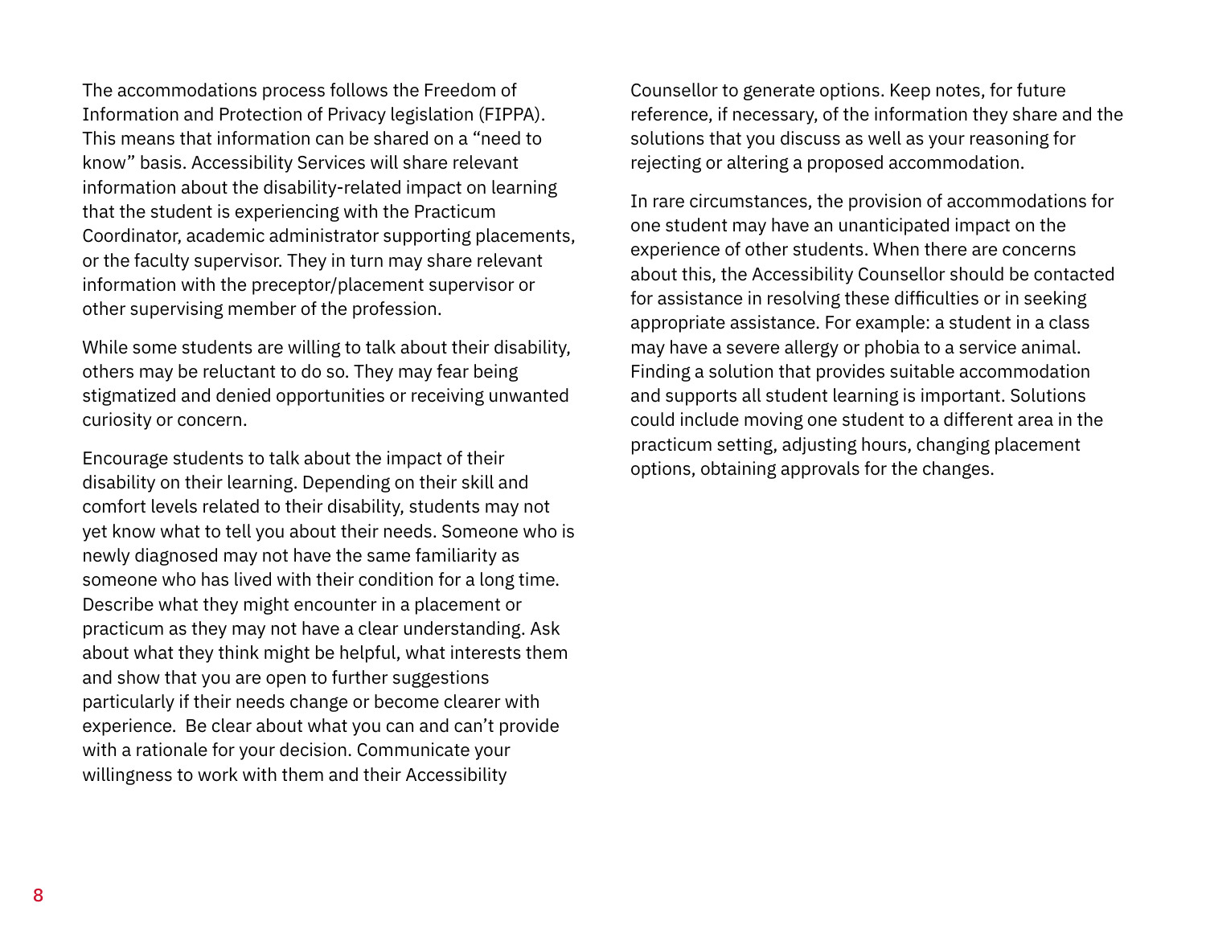The accommodations process follows the Freedom of Information and Protection of Privacy legislation (FIPPA). This means that information can be shared on a "need to know" basis. Accessibility Services will share relevant information about the disability-related impact on learning that the student is experiencing with the Practicum Coordinator, academic administrator supporting placements, or the faculty supervisor. They in turn may share relevant information with the preceptor/placement supervisor or other supervising member of the profession.

While some students are willing to talk about their disability, others may be reluctant to do so. They may fear being stigmatized and denied opportunities or receiving unwanted curiosity or concern.

Encourage students to talk about the impact of their disability on their learning. Depending on their skill and comfort levels related to their disability, students may not yet know what to tell you about their needs. Someone who is newly diagnosed may not have the same familiarity as someone who has lived with their condition for a long time. Describe what they might encounter in a placement or practicum as they may not have a clear understanding. Ask about what they think might be helpful, what interests them and show that you are open to further suggestions particularly if their needs change or become clearer with experience. Be clear about what you can and can't provide with a rationale for your decision. Communicate your willingness to work with them and their Accessibility Counsellor to generate options. Keep notes, for future reference, if necessary, of the information they share and the solutions that you discuss as well as your reasoning for rejecting or altering a proposed accommodation.

In rare circumstances, the provision of accommodations for one student may have an unanticipated impact on the experience of other students. When there are concerns about this, the Accessibility Counsellor should be contacted for assistance in resolving these difficulties or in seeking appropriate assistance. For example: a student in a class may have a severe allergy or phobia to a service animal. Finding a solution that provides suitable accommodation and supports all student learning is important. Solutions could include moving one student to a different area in the practicum setting, adjusting hours, changing placement options, obtaining approvals for the changes.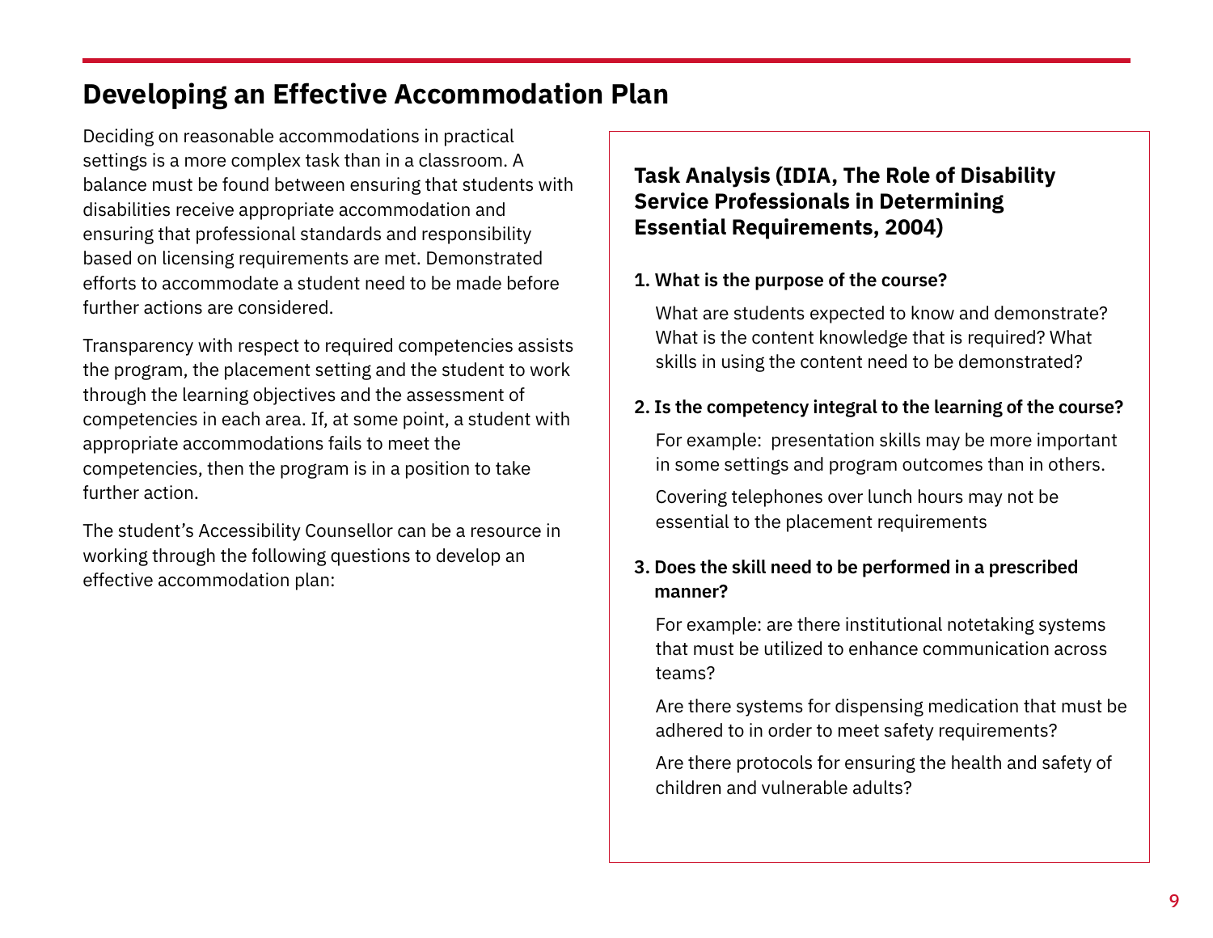## Developing an Effective Accommodation Plan

Deciding on reasonable accommodations in practical settings is a more complex task than in a classroom. A balance must be found between ensuring that students with disabilities receive appropriate accommodation and ensuring that professional standards and responsibility based on licensing requirements are met. Demonstrated efforts to accommodate a student need to be made before further actions are considered.

Transparency with respect to required competencies assists the program, the placement setting and the student to work through the learning objectives and the assessment of competencies in each area. If, at some point, a student with appropriate accommodations fails to meet the competencies, then the program is in a position to take further action.

The student's Accessibility Counsellor can be a resource in working through the following questions to develop an effective accommodation plan:

### Task Analysis (IDIA, The Role of Disability Service Professionals in Determining Essential Requirements, 2004)

**1. What is the purpose of the course?**

What are students expected to know and demonstrate? What is the content knowledge that is required? What skills in using the content need to be demonstrated?

**2. Is the competency integral to the learning of the course?**

For example: presentation skills may be more important in some settings and program outcomes than in others.

Covering telephones over lunch hours may not be essential to the placement requirements

**3. Does the skill need to be performed in a prescribed manner?**

For example: are there institutional notetaking systems that must be utilized to enhance communication across teams?

Are there systems for dispensing medication that must be adhered to in order to meet safety requirements?

Are there protocols for ensuring the health and safety of children and vulnerable adults?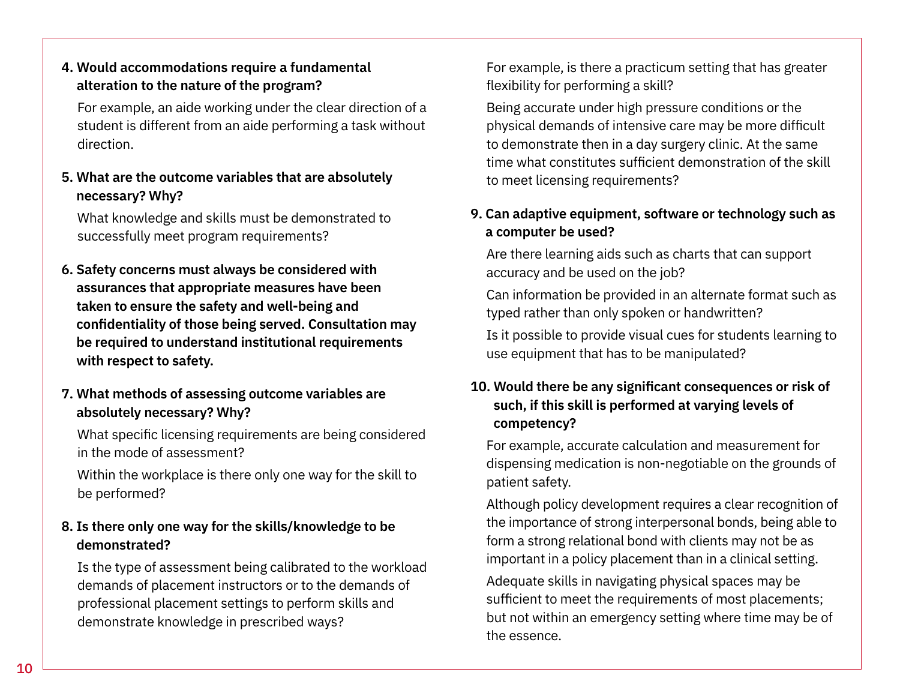4. **Would accommodations require a fundamental alteration to the nature of the program?**

   For example, an aide working under the clear direction of a student is different from an aide performing a task without direction.

5. **What are the outcome variables that are absolutely necessary? Why?**

   What knowledge and skills must be demonstrated to successfully meet program requirements?

6. **Safety concerns must always be considered with assurances that appropriate measures have been taken to ensure the safety and well-being and confidentiality of those being served. Consultation may be required to understand institutional requirements with respect to safety.**

7. **What methods of assessing outcome variables are absolutely necessary? Why?**

   What specific licensing requirements are being considered in the mode of assessment?

   Within the workplace is there only one way for the skill to be performed?

8. **Is there only one way for the skills/knowledge to be demonstrated?**

   Is the type of assessment being calibrated to the workload demands of placement instructors or to the demands of professional placement settings to perform skills and demonstrate knowledge in prescribed ways?

   For example, is there a practicum setting that has greater flexibility for performing a skill?

   Being accurate under high pressure conditions or the physical demands of intensive care may be more difficult to demonstrate then in a day surgery clinic. At the same time what constitutes sufficient demonstration of the skill to meet licensing requirements?

9. **Can adaptive equipment, software or technology such as a computer be used?**

   Are there learning aids such as charts that can support accuracy and be used on the job?

   Can information be provided in an alternate format such as typed rather than only spoken or handwritten?

   Is it possible to provide visual cues for students learning to use equipment that has to be manipulated?

10. **Would there be any significant consequences or risk of such, if this skill is performed at varying levels of competency?**

    For example, accurate calculation and measurement for dispensing medication is non-negotiable on the grounds of patient safety.

    Although policy development requires a clear recognition of the importance of strong interpersonal bonds, being able to form a strong relational bond with clients may not be as important in a policy placement than in a clinical setting.

    Adequate skills in navigating physical spaces may be sufficient to meet the requirements of most placements; but not within an emergency setting where time may be of the essence.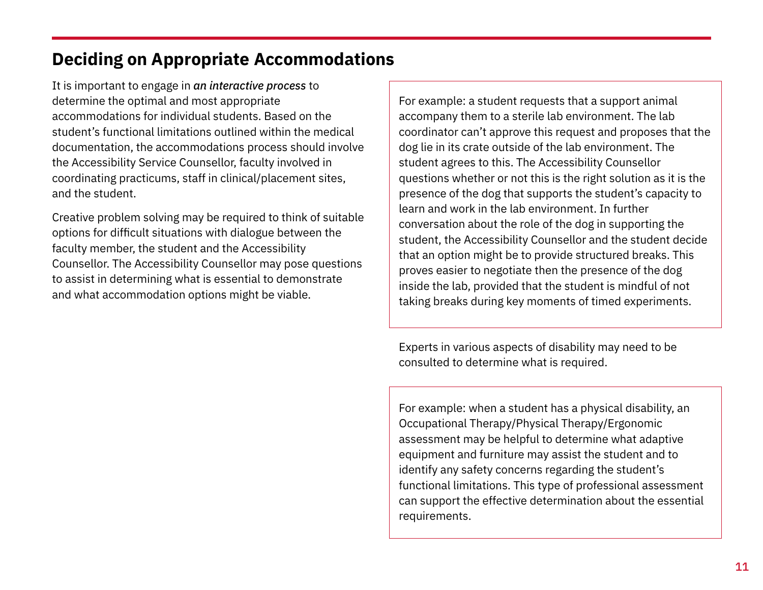## Deciding on Appropriate Accommodations

It is important to engage in ***an interactive process*** to determine the optimal and most appropriate accommodations for individual students. Based on the student's functional limitations outlined within the medical documentation, the accommodations process should involve the Accessibility Service Counsellor, faculty involved in coordinating practicums, staff in clinical/placement sites, and the student.

Creative problem solving may be required to think of suitable options for difficult situations with dialogue between the faculty member, the student and the Accessibility Counsellor. The Accessibility Counsellor may pose questions to assist in determining what is essential to demonstrate and what accommodation options might be viable.

> For example: a student requests that a support animal accompany them to a sterile lab environment. The lab coordinator can't approve this request and proposes that the dog lie in its crate outside of the lab environment. The student agrees to this. The Accessibility Counsellor questions whether or not this is the right solution as it is the presence of the dog that supports the student's capacity to learn and work in the lab environment. In further conversation about the role of the dog in supporting the student, the Accessibility Counsellor and the student decide that an option might be to provide structured breaks. This proves easier to negotiate then the presence of the dog inside the lab, provided that the student is mindful of not taking breaks during key moments of timed experiments.

Experts in various aspects of disability may need to be consulted to determine what is required.

> For example: when a student has a physical disability, an Occupational Therapy/Physical Therapy/Ergonomic assessment may be helpful to determine what adaptive equipment and furniture may assist the student and to identify any safety concerns regarding the student's functional limitations. This type of professional assessment can support the effective determination about the essential requirements.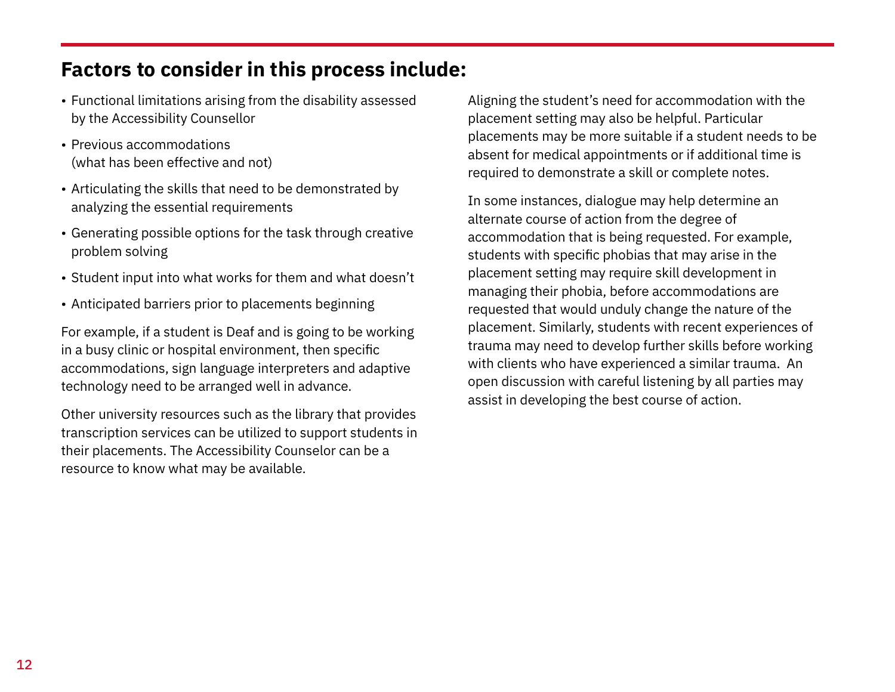## Factors to consider in this process include:

- Functional limitations arising from the disability assessed by the Accessibility Counsellor
- Previous accommodations (what has been effective and not)
- Articulating the skills that need to be demonstrated by analyzing the essential requirements
- Generating possible options for the task through creative problem solving
- Student input into what works for them and what doesn't
- Anticipated barriers prior to placements beginning

For example, if a student is Deaf and is going to be working in a busy clinic or hospital environment, then specific accommodations, sign language interpreters and adaptive technology need to be arranged well in advance.

Other university resources such as the library that provides transcription services can be utilized to support students in their placements. The Accessibility Counselor can be a resource to know what may be available.

Aligning the student's need for accommodation with the placement setting may also be helpful. Particular placements may be more suitable if a student needs to be absent for medical appointments or if additional time is required to demonstrate a skill or complete notes.

In some instances, dialogue may help determine an alternate course of action from the degree of accommodation that is being requested. For example, students with specific phobias that may arise in the placement setting may require skill development in managing their phobia, before accommodations are requested that would unduly change the nature of the placement. Similarly, students with recent experiences of trauma may need to develop further skills before working with clients who have experienced a similar trauma. An open discussion with careful listening by all parties may assist in developing the best course of action.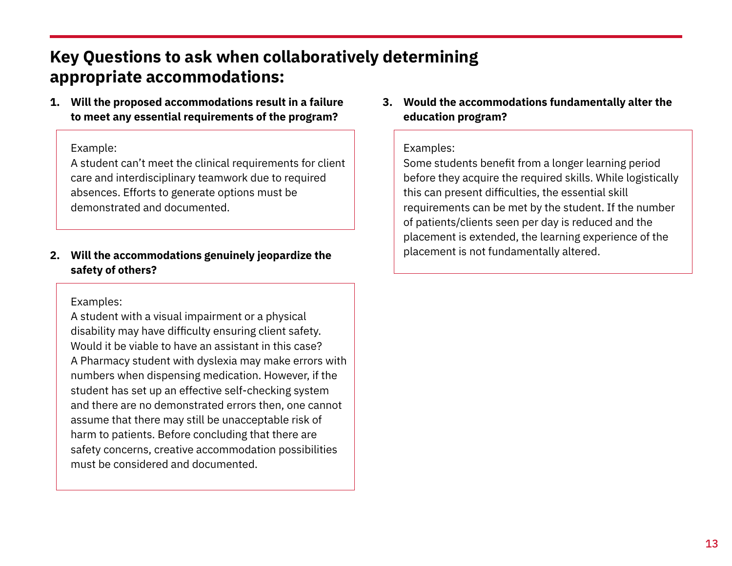## Key Questions to ask when collaboratively determining appropriate accommodations:

1. **Will the proposed accommodations result in a failure to meet any essential requirements of the program?**

   Example:
   A student can't meet the clinical requirements for client care and interdisciplinary teamwork due to required absences. Efforts to generate options must be demonstrated and documented.

2. **Will the accommodations genuinely jeopardize the safety of others?**

   Examples:
   A student with a visual impairment or a physical disability may have difficulty ensuring client safety. Would it be viable to have an assistant in this case?
   A Pharmacy student with dyslexia may make errors with numbers when dispensing medication. However, if the student has set up an effective self-checking system and there are no demonstrated errors then, one cannot assume that there may still be unacceptable risk of harm to patients. Before concluding that there are safety concerns, creative accommodation possibilities must be considered and documented.

3. **Would the accommodations fundamentally alter the education program?**

   Examples:
   Some students benefit from a longer learning period before they acquire the required skills. While logistically this can present difficulties, the essential skill requirements can be met by the student. If the number of patients/clients seen per day is reduced and the placement is extended, the learning experience of the placement is not fundamentally altered.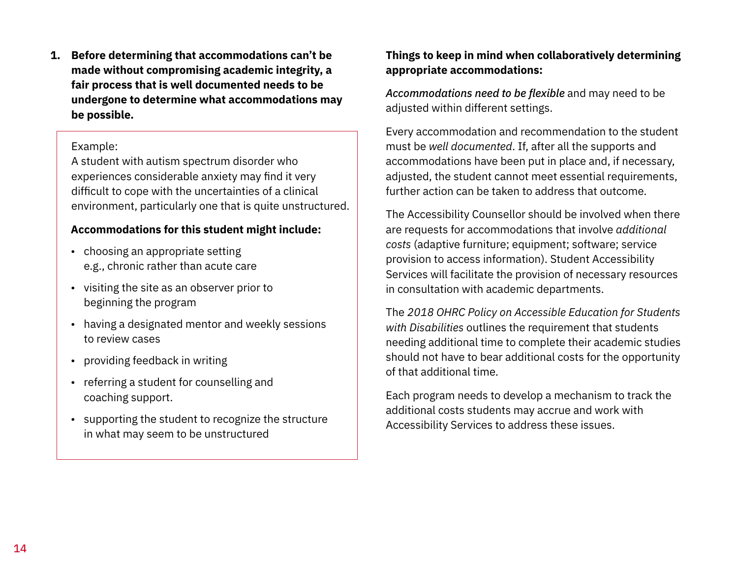1. **Before determining that accommodations can't be made without compromising academic integrity, a fair process that is well documented needs to be undergone to determine what accommodations may be possible.**

Example:
A student with autism spectrum disorder who experiences considerable anxiety may find it very difficult to cope with the uncertainties of a clinical environment, particularly one that is quite unstructured.

**Accommodations for this student might include:**

- choosing an appropriate setting e.g., chronic rather than acute care
- visiting the site as an observer prior to beginning the program
- having a designated mentor and weekly sessions to review cases
- providing feedback in writing
- referring a student for counselling and coaching support.
- supporting the student to recognize the structure in what may seem to be unstructured

**Things to keep in mind when collaboratively determining appropriate accommodations:**

*Accommodations need to be flexible* and may need to be adjusted within different settings.

Every accommodation and recommendation to the student must be *well documented*. If, after all the supports and accommodations have been put in place and, if necessary, adjusted, the student cannot meet essential requirements, further action can be taken to address that outcome.

The Accessibility Counsellor should be involved when there are requests for accommodations that involve *additional costs* (adaptive furniture; equipment; software; service provision to access information). Student Accessibility Services will facilitate the provision of necessary resources in consultation with academic departments.

The *2018 OHRC Policy on Accessible Education for Students with Disabilities* outlines the requirement that students needing additional time to complete their academic studies should not have to bear additional costs for the opportunity of that additional time.

Each program needs to develop a mechanism to track the additional costs students may accrue and work with Accessibility Services to address these issues.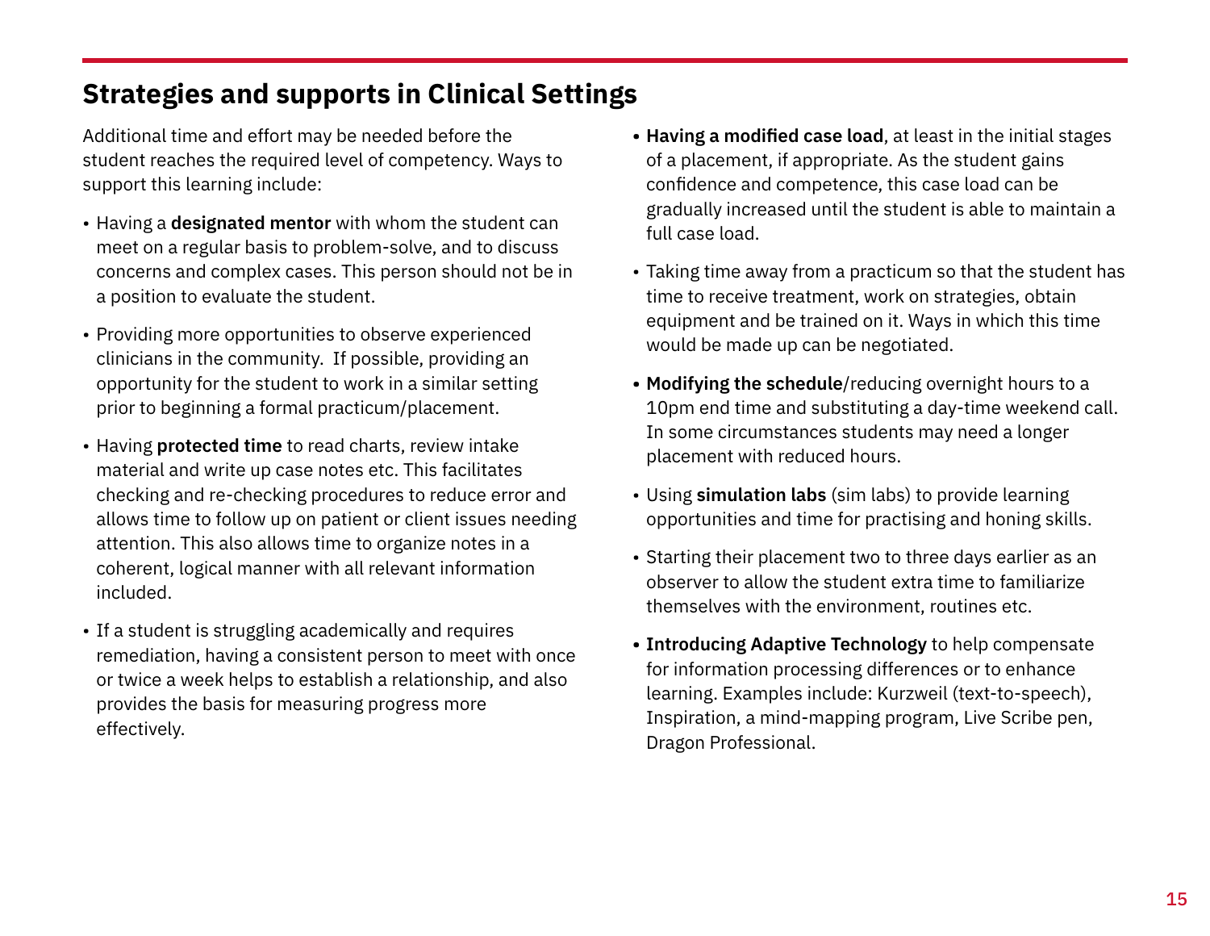## Strategies and supports in Clinical Settings

Additional time and effort may be needed before the student reaches the required level of competency. Ways to support this learning include:

- Having a **designated mentor** with whom the student can meet on a regular basis to problem-solve, and to discuss concerns and complex cases. This person should not be in a position to evaluate the student.
- Providing more opportunities to observe experienced clinicians in the community. If possible, providing an opportunity for the student to work in a similar setting prior to beginning a formal practicum/placement.
- Having **protected time** to read charts, review intake material and write up case notes etc. This facilitates checking and re-checking procedures to reduce error and allows time to follow up on patient or client issues needing attention. This also allows time to organize notes in a coherent, logical manner with all relevant information included.
- If a student is struggling academically and requires remediation, having a consistent person to meet with once or twice a week helps to establish a relationship, and also provides the basis for measuring progress more effectively.
- **Having a modified case load**, at least in the initial stages of a placement, if appropriate. As the student gains confidence and competence, this case load can be gradually increased until the student is able to maintain a full case load.
- Taking time away from a practicum so that the student has time to receive treatment, work on strategies, obtain equipment and be trained on it. Ways in which this time would be made up can be negotiated.
- **Modifying the schedule**/reducing overnight hours to a 10pm end time and substituting a day-time weekend call. In some circumstances students may need a longer placement with reduced hours.
- Using **simulation labs** (sim labs) to provide learning opportunities and time for practising and honing skills.
- Starting their placement two to three days earlier as an observer to allow the student extra time to familiarize themselves with the environment, routines etc.
- **Introducing Adaptive Technology** to help compensate for information processing differences or to enhance learning. Examples include: Kurzweil (text-to-speech), Inspiration, a mind-mapping program, Live Scribe pen, Dragon Professional.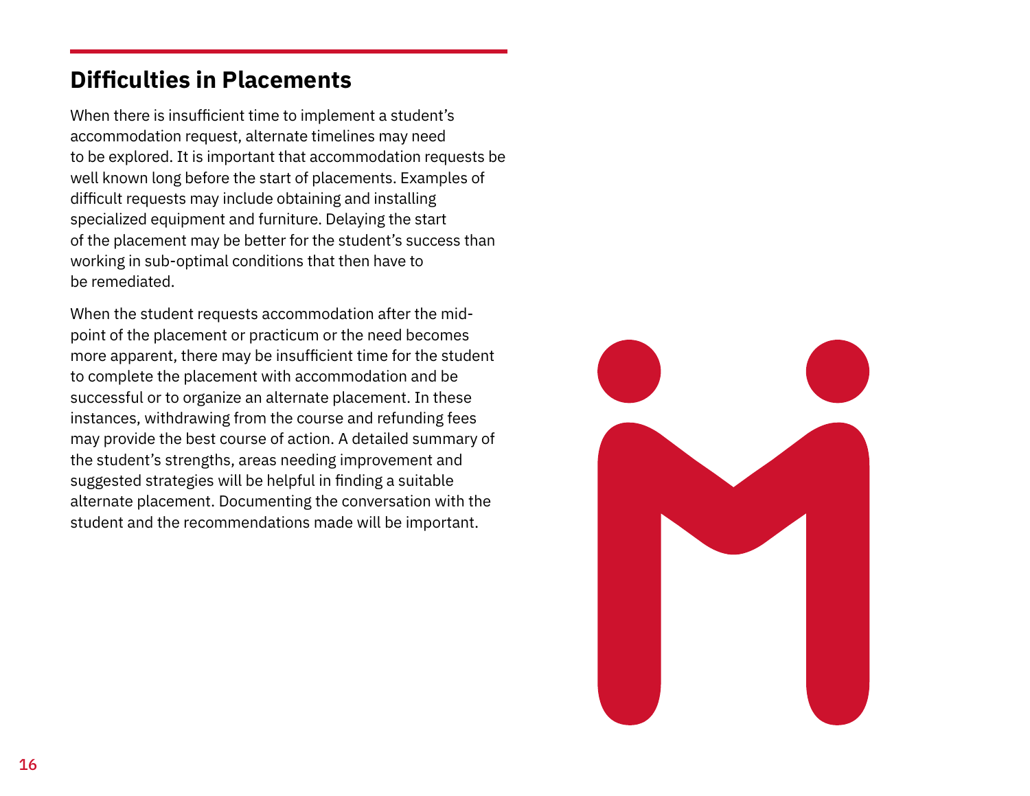## Difficulties in Placements

When there is insufficient time to implement a student's accommodation request, alternate timelines may need to be explored. It is important that accommodation requests be well known long before the start of placements. Examples of difficult requests may include obtaining and installing specialized equipment and furniture. Delaying the start of the placement may be better for the student's success than working in sub-optimal conditions that then have to be remediated.

When the student requests accommodation after the mid-point of the placement or practicum or the need becomes more apparent, there may be insufficient time for the student to complete the placement with accommodation and be successful or to organize an alternate placement. In these instances, withdrawing from the course and refunding fees may provide the best course of action. A detailed summary of the student's strengths, areas needing improvement and suggested strategies will be helpful in finding a suitable alternate placement. Documenting the conversation with the student and the recommendations made will be important.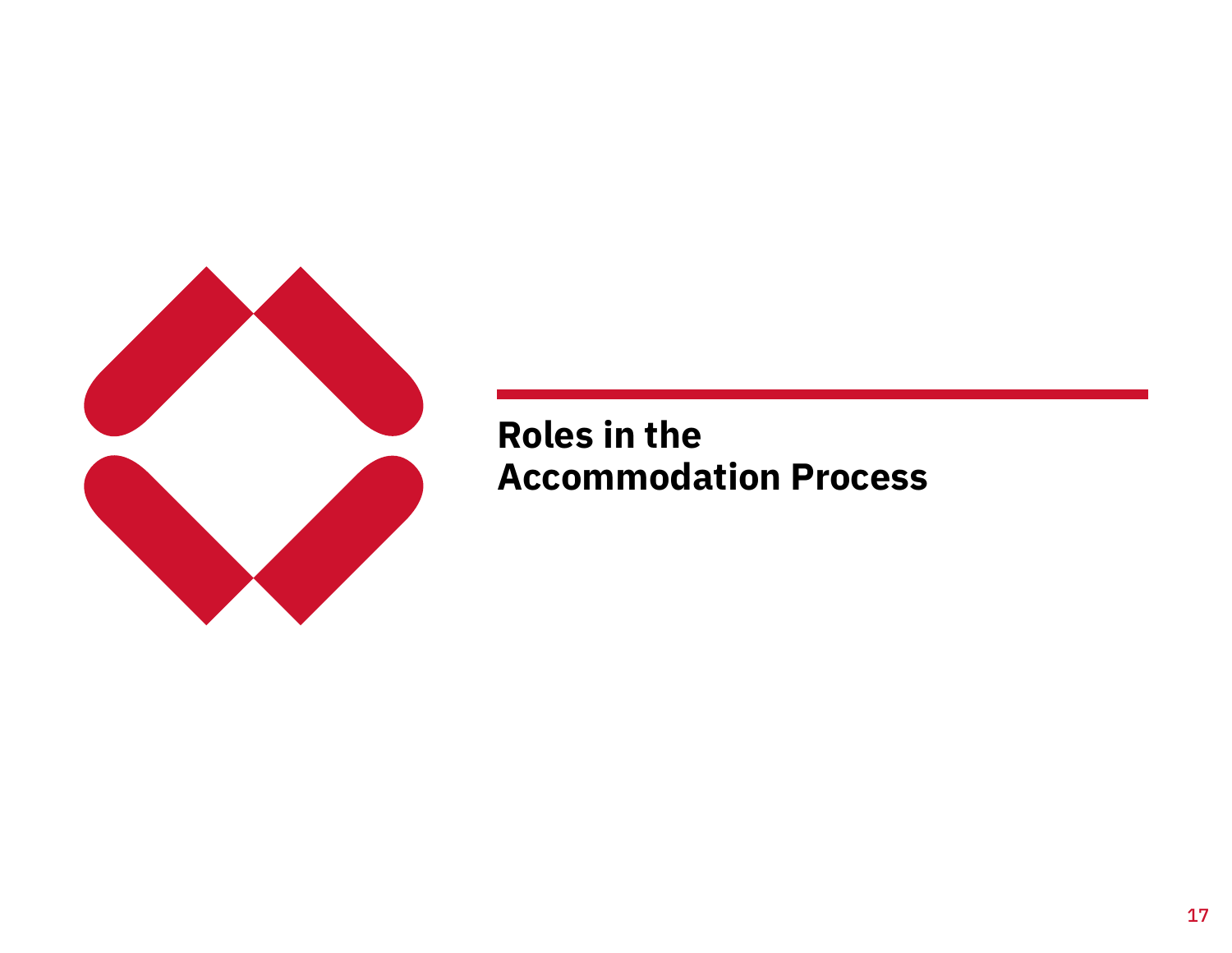# Roles in the Accommodation Process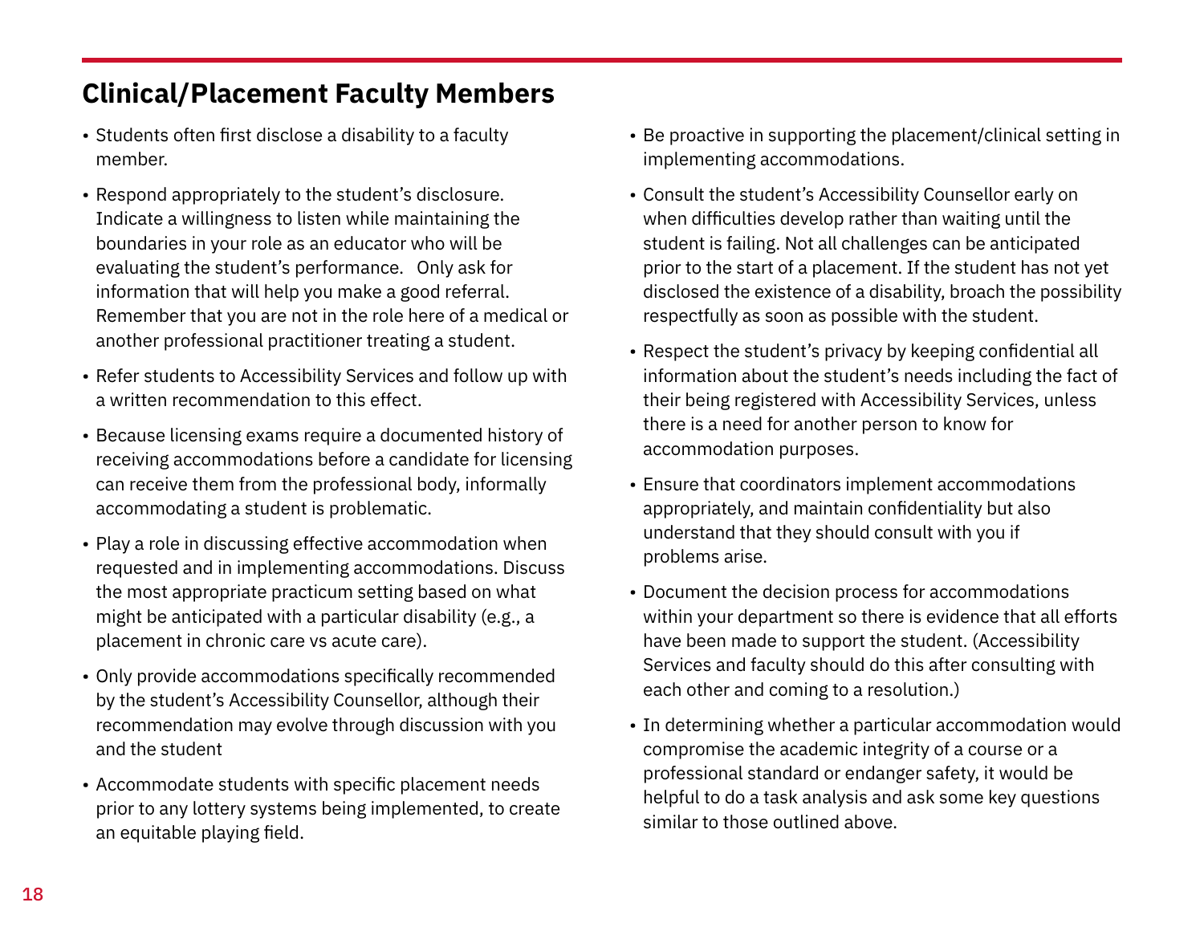## Clinical/Placement Faculty Members

- Students often first disclose a disability to a faculty member.
- Respond appropriately to the student's disclosure. Indicate a willingness to listen while maintaining the boundaries in your role as an educator who will be evaluating the student's performance. Only ask for information that will help you make a good referral. Remember that you are not in the role here of a medical or another professional practitioner treating a student.
- Refer students to Accessibility Services and follow up with a written recommendation to this effect.
- Because licensing exams require a documented history of receiving accommodations before a candidate for licensing can receive them from the professional body, informally accommodating a student is problematic.
- Play a role in discussing effective accommodation when requested and in implementing accommodations. Discuss the most appropriate practicum setting based on what might be anticipated with a particular disability (e.g., a placement in chronic care vs acute care).
- Only provide accommodations specifically recommended by the student's Accessibility Counsellor, although their recommendation may evolve through discussion with you and the student
- Accommodate students with specific placement needs prior to any lottery systems being implemented, to create an equitable playing field.
- Be proactive in supporting the placement/clinical setting in implementing accommodations.
- Consult the student's Accessibility Counsellor early on when difficulties develop rather than waiting until the student is failing. Not all challenges can be anticipated prior to the start of a placement. If the student has not yet disclosed the existence of a disability, broach the possibility respectfully as soon as possible with the student.
- Respect the student's privacy by keeping confidential all information about the student's needs including the fact of their being registered with Accessibility Services, unless there is a need for another person to know for accommodation purposes.
- Ensure that coordinators implement accommodations appropriately, and maintain confidentiality but also understand that they should consult with you if problems arise.
- Document the decision process for accommodations within your department so there is evidence that all efforts have been made to support the student. (Accessibility Services and faculty should do this after consulting with each other and coming to a resolution.)
- In determining whether a particular accommodation would compromise the academic integrity of a course or a professional standard or endanger safety, it would be helpful to do a task analysis and ask some key questions similar to those outlined above.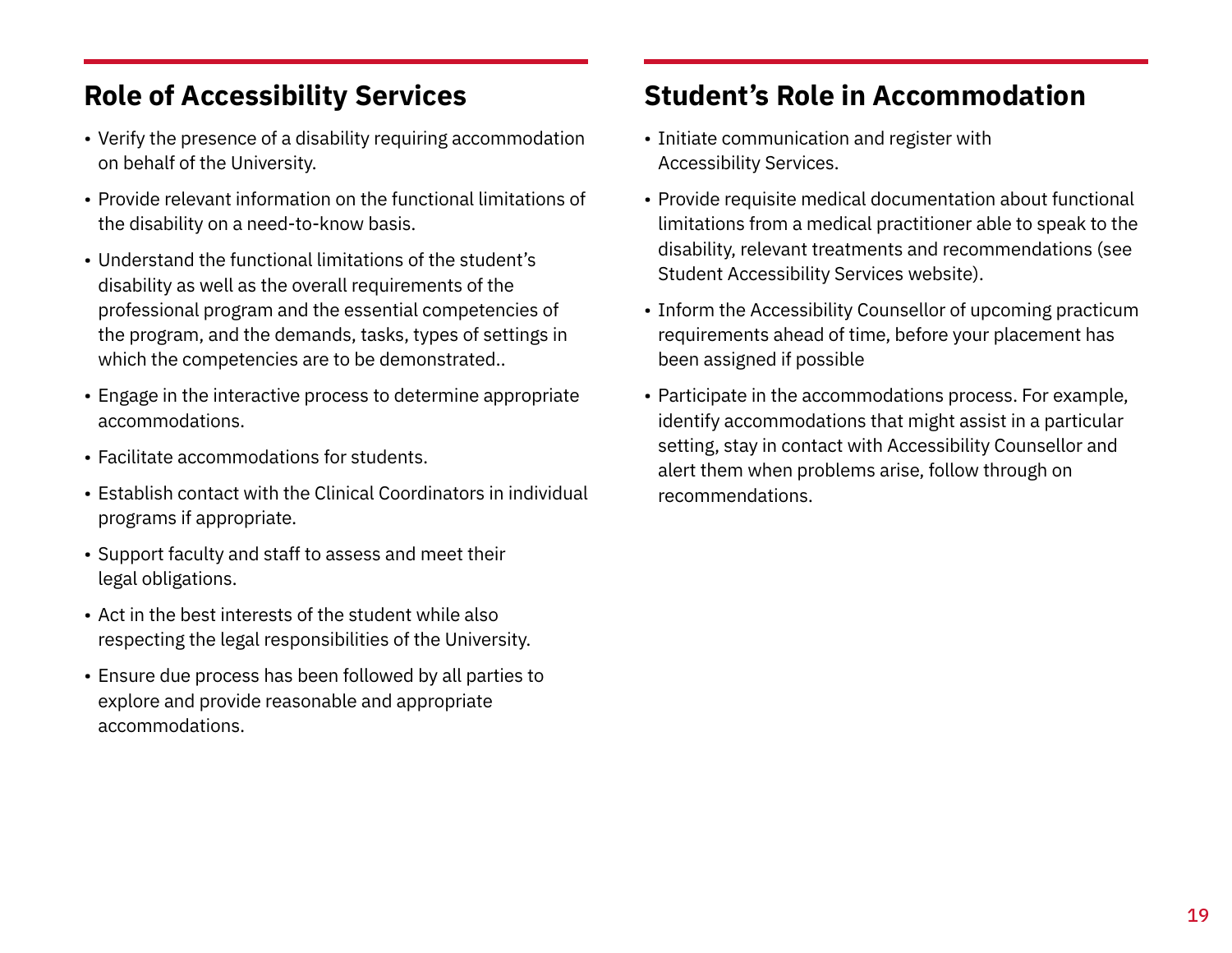## Role of Accessibility Services

- Verify the presence of a disability requiring accommodation on behalf of the University.
- Provide relevant information on the functional limitations of the disability on a need-to-know basis.
- Understand the functional limitations of the student's disability as well as the overall requirements of the professional program and the essential competencies of the program, and the demands, tasks, types of settings in which the competencies are to be demonstrated..
- Engage in the interactive process to determine appropriate accommodations.
- Facilitate accommodations for students.
- Establish contact with the Clinical Coordinators in individual programs if appropriate.
- Support faculty and staff to assess and meet their legal obligations.
- Act in the best interests of the student while also respecting the legal responsibilities of the University.
- Ensure due process has been followed by all parties to explore and provide reasonable and appropriate accommodations.

## Student's Role in Accommodation

- Initiate communication and register with Accessibility Services.
- Provide requisite medical documentation about functional limitations from a medical practitioner able to speak to the disability, relevant treatments and recommendations (see Student Accessibility Services website).
- Inform the Accessibility Counsellor of upcoming practicum requirements ahead of time, before your placement has been assigned if possible
- Participate in the accommodations process. For example, identify accommodations that might assist in a particular setting, stay in contact with Accessibility Counsellor and alert them when problems arise, follow through on recommendations.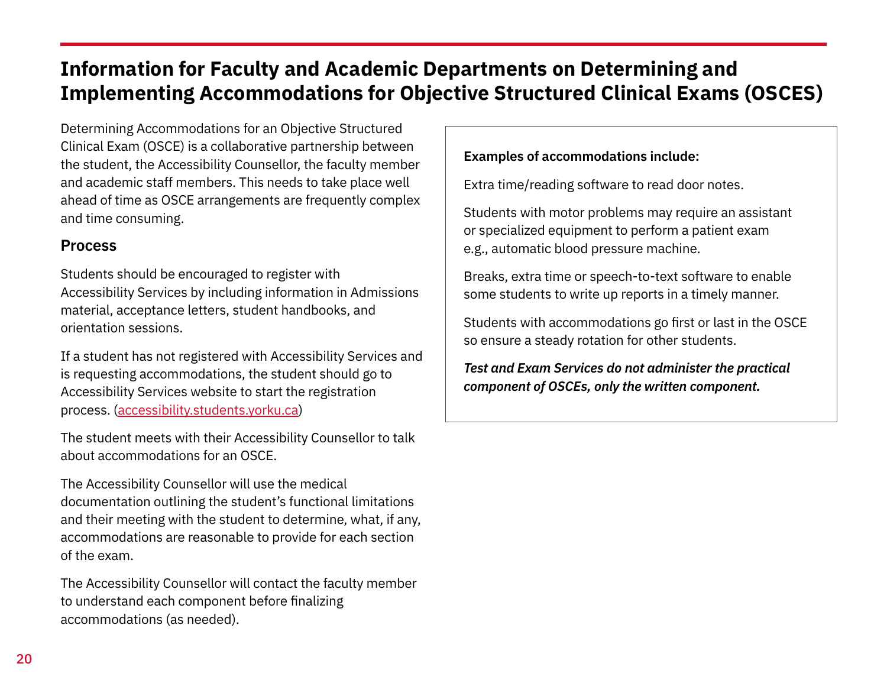## Information for Faculty and Academic Departments on Determining and Implementing Accommodations for Objective Structured Clinical Exams (OSCES)

Determining Accommodations for an Objective Structured Clinical Exam (OSCE) is a collaborative partnership between the student, the Accessibility Counsellor, the faculty member and academic staff members. This needs to take place well ahead of time as OSCE arrangements are frequently complex and time consuming.

### Process

Students should be encouraged to register with Accessibility Services by including information in Admissions material, acceptance letters, student handbooks, and orientation sessions.

If a student has not registered with Accessibility Services and is requesting accommodations, the student should go to Accessibility Services website to start the registration process. (accessibility.students.yorku.ca)

The student meets with their Accessibility Counsellor to talk about accommodations for an OSCE.

The Accessibility Counsellor will use the medical documentation outlining the student's functional limitations and their meeting with the student to determine, what, if any, accommodations are reasonable to provide for each section of the exam.

The Accessibility Counsellor will contact the faculty member to understand each component before finalizing accommodations (as needed).

**Examples of accommodations include:**

Extra time/reading software to read door notes.

Students with motor problems may require an assistant or specialized equipment to perform a patient exam e.g., automatic blood pressure machine.

Breaks, extra time or speech-to-text software to enable some students to write up reports in a timely manner.

Students with accommodations go first or last in the OSCE so ensure a steady rotation for other students.

***Test and Exam Services do not administer the practical component of OSCEs, only the written component.***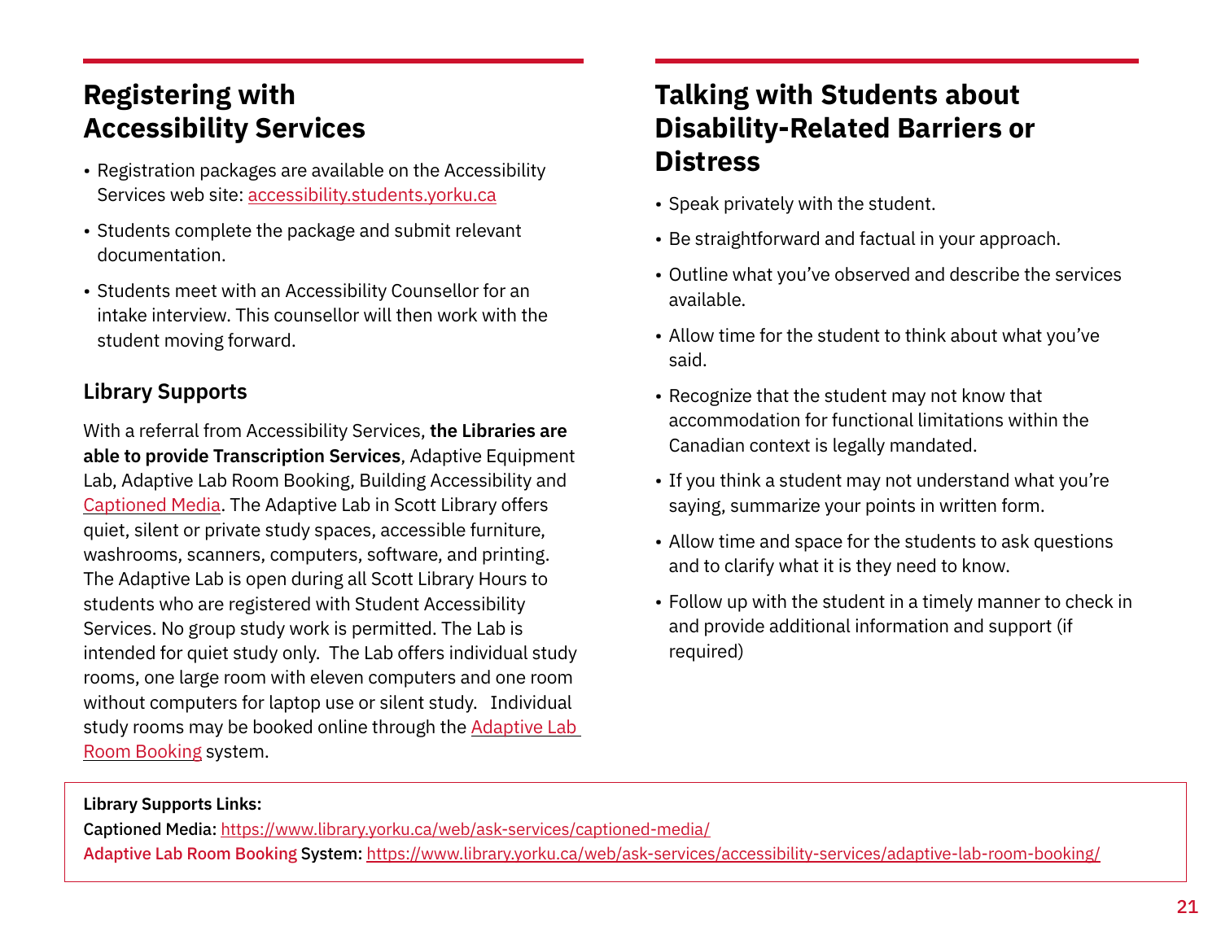## Registering with Accessibility Services

- Registration packages are available on the Accessibility Services web site: accessibility.students.yorku.ca
- Students complete the package and submit relevant documentation.
- Students meet with an Accessibility Counsellor for an intake interview. This counsellor will then work with the student moving forward.

### Library Supports

With a referral from Accessibility Services, **the Libraries are able to provide Transcription Services**, Adaptive Equipment Lab, Adaptive Lab Room Booking, Building Accessibility and Captioned Media. The Adaptive Lab in Scott Library offers quiet, silent or private study spaces, accessible furniture, washrooms, scanners, computers, software, and printing. The Adaptive Lab is open during all Scott Library Hours to students who are registered with Student Accessibility Services. No group study work is permitted. The Lab is intended for quiet study only. The Lab offers individual study rooms, one large room with eleven computers and one room without computers for laptop use or silent study. Individual study rooms may be booked online through the Adaptive Lab Room Booking system.

## Talking with Students about Disability-Related Barriers or Distress

- Speak privately with the student.
- Be straightforward and factual in your approach.
- Outline what you've observed and describe the services available.
- Allow time for the student to think about what you've said.
- Recognize that the student may not know that accommodation for functional limitations within the Canadian context is legally mandated.
- If you think a student may not understand what you're saying, summarize your points in written form.
- Allow time and space for the students to ask questions and to clarify what it is they need to know.
- Follow up with the student in a timely manner to check in and provide additional information and support (if required)

**Library Supports Links:**

Captioned Media: https://www.library.yorku.ca/web/ask-services/captioned-media/

Adaptive Lab Room Booking System: https://www.library.yorku.ca/web/ask-services/accessibility-services/adaptive-lab-room-booking/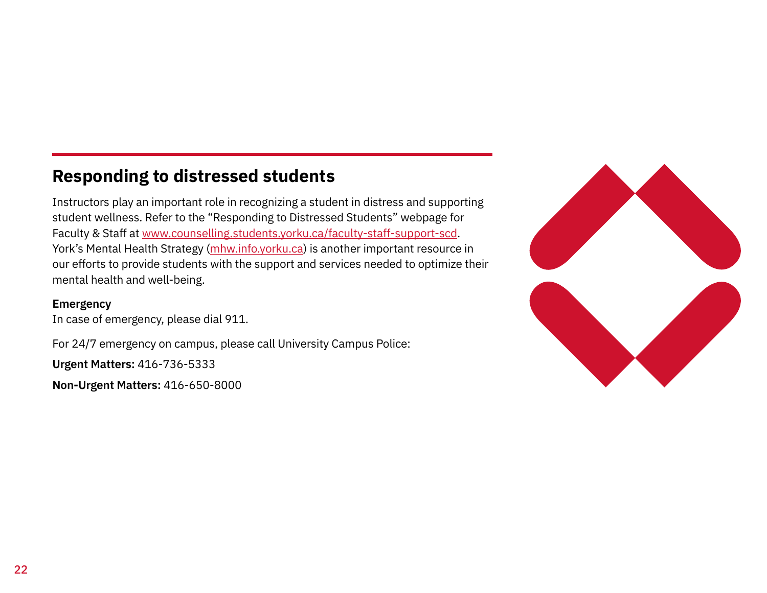## Responding to distressed students

Instructors play an important role in recognizing a student in distress and supporting student wellness. Refer to the "Responding to Distressed Students" webpage for Faculty & Staff at www.counselling.students.yorku.ca/faculty-staff-support-scd. York's Mental Health Strategy (mhw.info.yorku.ca) is another important resource in our efforts to provide students with the support and services needed to optimize their mental health and well-being.

**Emergency**

In case of emergency, please dial 911.

For 24/7 emergency on campus, please call University Campus Police:

**Urgent Matters:** 416-736-5333

**Non-Urgent Matters:** 416-650-8000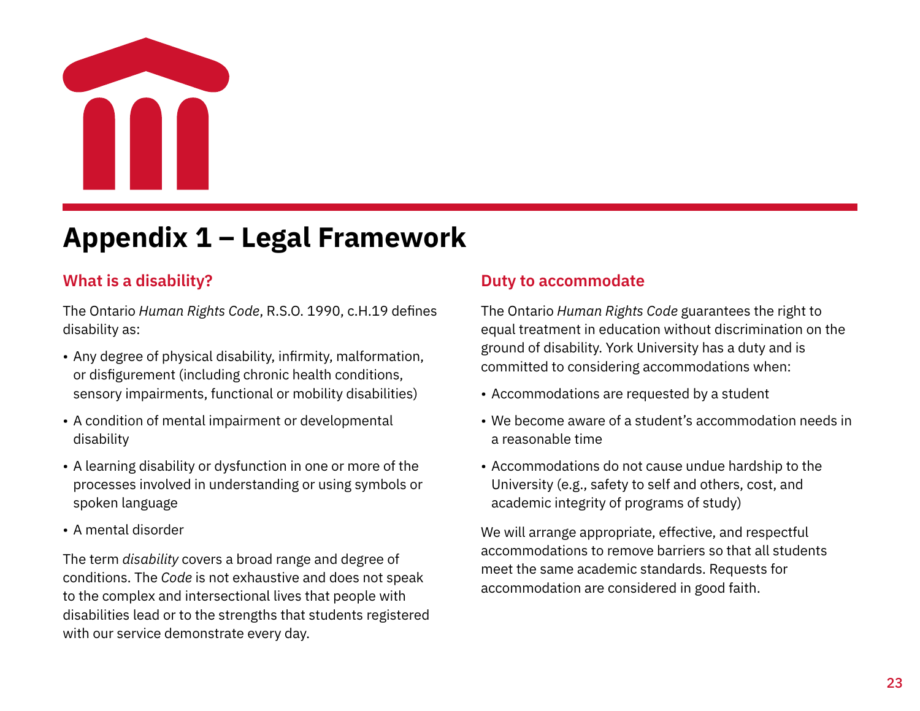# Appendix 1 – Legal Framework

## What is a disability?

The Ontario *Human Rights Code*, R.S.O. 1990, c.H.19 defines disability as:

- Any degree of physical disability, infirmity, malformation, or disfigurement (including chronic health conditions, sensory impairments, functional or mobility disabilities)
- A condition of mental impairment or developmental disability
- A learning disability or dysfunction in one or more of the processes involved in understanding or using symbols or spoken language
- A mental disorder

The term *disability* covers a broad range and degree of conditions. The *Code* is not exhaustive and does not speak to the complex and intersectional lives that people with disabilities lead or to the strengths that students registered with our service demonstrate every day.

## Duty to accommodate

The Ontario *Human Rights Code* guarantees the right to equal treatment in education without discrimination on the ground of disability. York University has a duty and is committed to considering accommodations when:

- Accommodations are requested by a student
- We become aware of a student's accommodation needs in a reasonable time
- Accommodations do not cause undue hardship to the University (e.g., safety to self and others, cost, and academic integrity of programs of study)

We will arrange appropriate, effective, and respectful accommodations to remove barriers so that all students meet the same academic standards. Requests for accommodation are considered in good faith.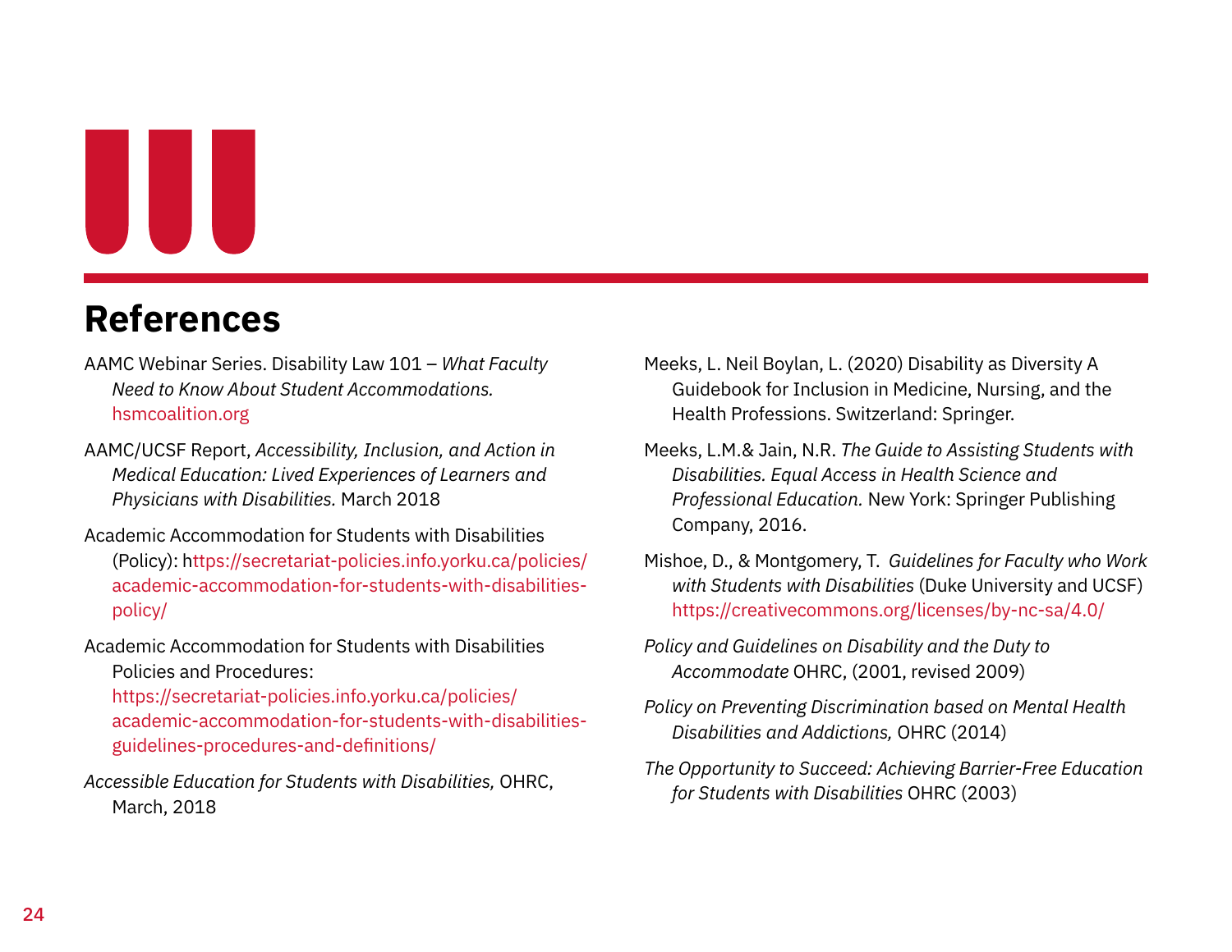## References

AAMC Webinar Series. Disability Law 101 – *What Faculty Need to Know About Student Accommodations.* hsmcoalition.org

AAMC/UCSF Report, *Accessibility, Inclusion, and Action in Medical Education: Lived Experiences of Learners and Physicians with Disabilities.* March 2018

Academic Accommodation for Students with Disabilities (Policy): https://secretariat-policies.info.yorku.ca/policies/academic-accommodation-for-students-with-disabilities-policy/

Academic Accommodation for Students with Disabilities Policies and Procedures: https://secretariat-policies.info.yorku.ca/policies/academic-accommodation-for-students-with-disabilities-guidelines-procedures-and-definitions/

*Accessible Education for Students with Disabilities,* OHRC, March, 2018

Meeks, L. Neil Boylan, L. (2020) Disability as Diversity A Guidebook for Inclusion in Medicine, Nursing, and the Health Professions. Switzerland: Springer.

Meeks, L.M.& Jain, N.R. *The Guide to Assisting Students with Disabilities. Equal Access in Health Science and Professional Education.* New York: Springer Publishing Company, 2016.

Mishoe, D., & Montgomery, T. *Guidelines for Faculty who Work with Students with Disabilities* (Duke University and UCSF) https://creativecommons.org/licenses/by-nc-sa/4.0/

*Policy and Guidelines on Disability and the Duty to Accommodate* OHRC, (2001, revised 2009)

*Policy on Preventing Discrimination based on Mental Health Disabilities and Addictions,* OHRC (2014)

*The Opportunity to Succeed: Achieving Barrier-Free Education for Students with Disabilities* OHRC (2003)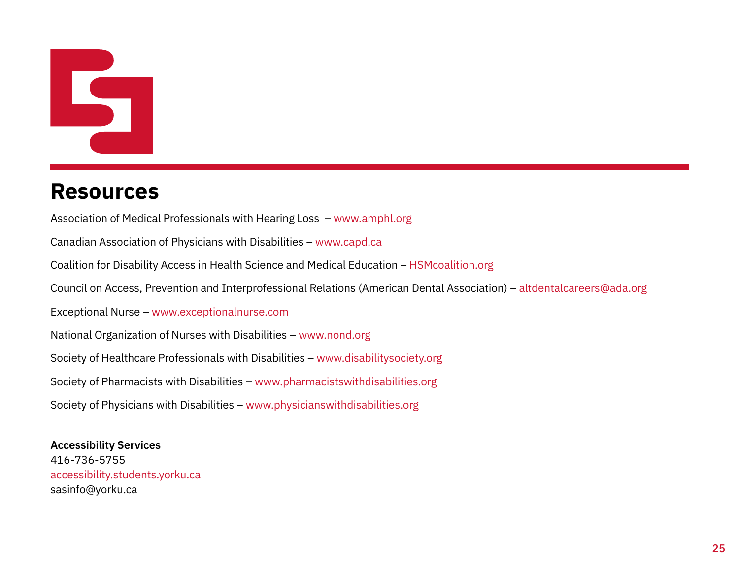## Resources

Association of Medical Professionals with Hearing Loss – www.amphl.org

Canadian Association of Physicians with Disabilities – www.capd.ca

Coalition for Disability Access in Health Science and Medical Education – HSMcoalition.org

Council on Access, Prevention and Interprofessional Relations (American Dental Association) – altdentalcareers@ada.org

Exceptional Nurse – www.exceptionalnurse.com

National Organization of Nurses with Disabilities – www.nond.org

Society of Healthcare Professionals with Disabilities – www.disabilitysociety.org

Society of Pharmacists with Disabilities – www.pharmacistswithdisabilities.org

Society of Physicians with Disabilities – www.physicianswithdisabilities.org

**Accessibility Services**
416-736-5755
accessibility.students.yorku.ca
sasinfo@yorku.ca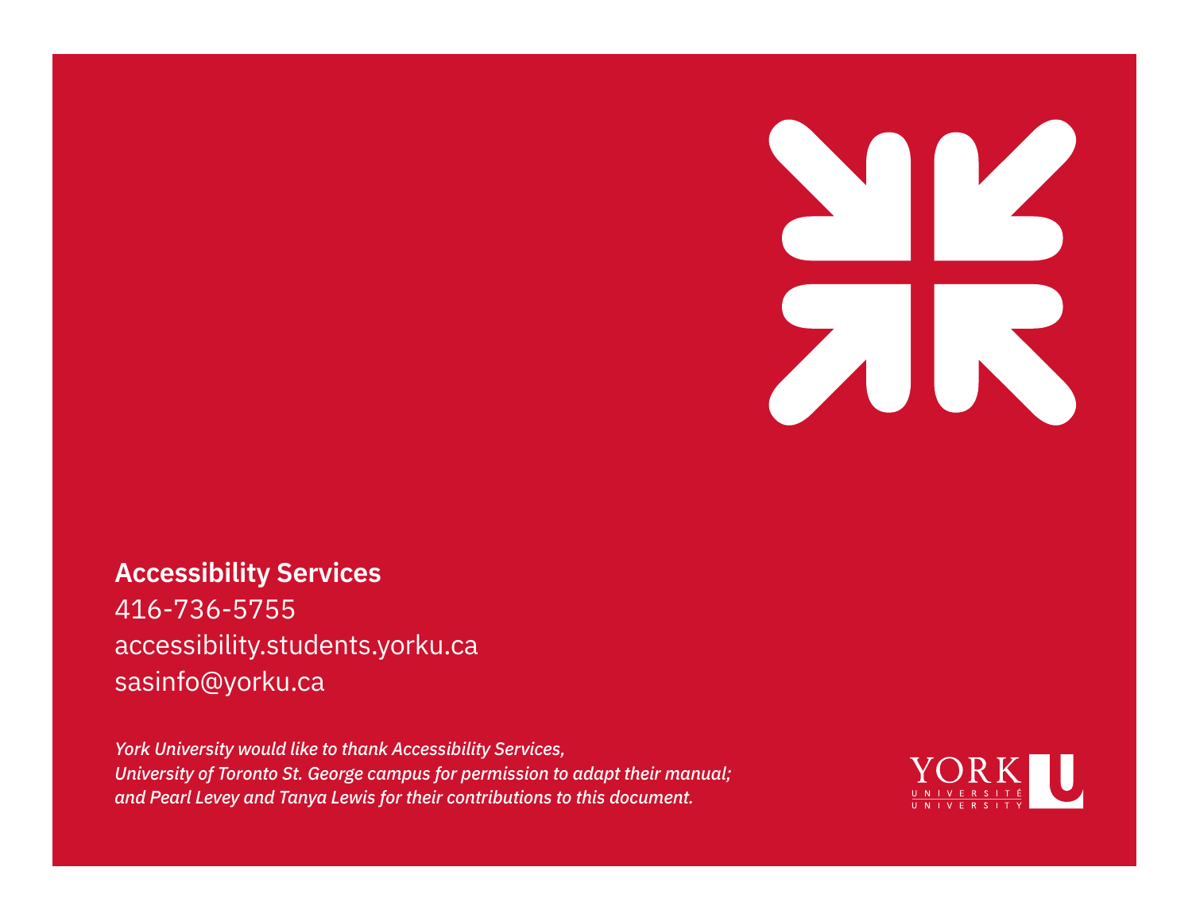**Accessibility Services**

416-736-5755

accessibility.students.yorku.ca

sasinfo@yorku.ca

*York University would like to thank Accessibility Services, University of Toronto St. George campus for permission to adapt their manual; and Pearl Levey and Tanya Lewis for their contributions to this document.*

YORK U
UNIVERSITÉ
UNIVERSITY